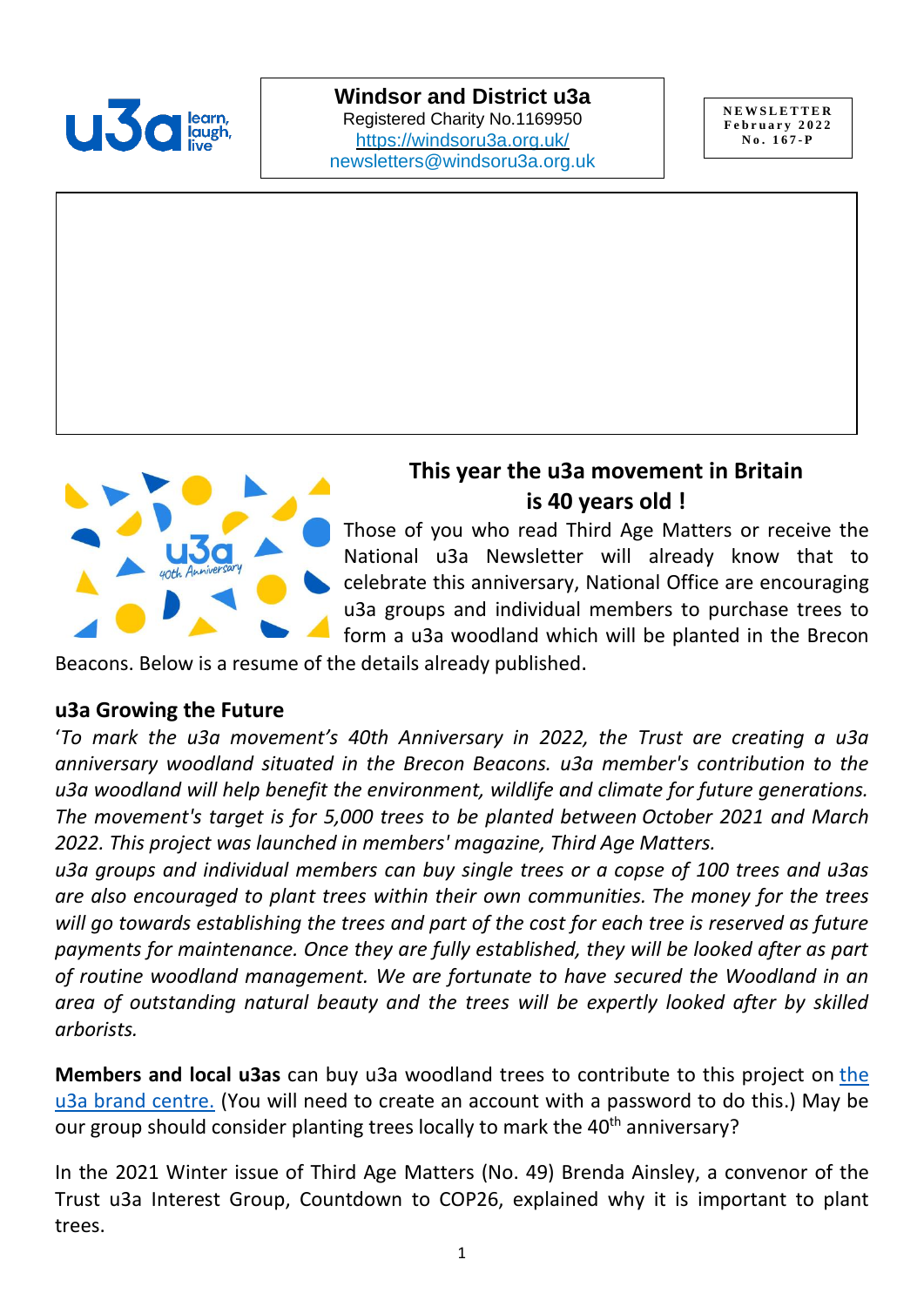**Windsor and District u3a**
Registered Charity No.1169950
[https://windsoru3a.org.uk/](https://windsoru3a.org.uk/)
newsletters@windsoru3a.org.uk

**NEWSLETTER**
**February 2022**
**No. 167-P**

## This year the u3a movement in Britain is 40 years old !

Those of you who read Third Age Matters or receive the National u3a Newsletter will already know that to celebrate this anniversary, National Office are encouraging u3a groups and individual members to purchase trees to form a u3a woodland which will be planted in the Brecon Beacons. Below is a resume of the details already published.

### u3a Growing the Future

'*To mark the u3a movement's 40th Anniversary in 2022, the Trust are creating a u3a anniversary woodland situated in the Brecon Beacons. u3a member's contribution to the u3a woodland will help benefit the environment, wildlife and climate for future generations. The movement's target is for 5,000 trees to be planted between October 2021 and March 2022. This project was launched in members' magazine, Third Age Matters.*

*u3a groups and individual members can buy single trees or a copse of 100 trees and u3as are also encouraged to plant trees within their own communities. The money for the trees will go towards establishing the trees and part of the cost for each tree is reserved as future payments for maintenance. Once they are fully established, they will be looked after as part of routine woodland management. We are fortunate to have secured the Woodland in an area of outstanding natural beauty and the trees will be expertly looked after by skilled arborists.*

**Members and local u3as** can buy u3a woodland trees to contribute to this project on the u3a brand centre. (You will need to create an account with a password to do this.) May be our group should consider planting trees locally to mark the 40th anniversary?

In the 2021 Winter issue of Third Age Matters (No. 49) Brenda Ainsley, a convenor of the Trust u3a Interest Group, Countdown to COP26, explained why it is important to plant trees.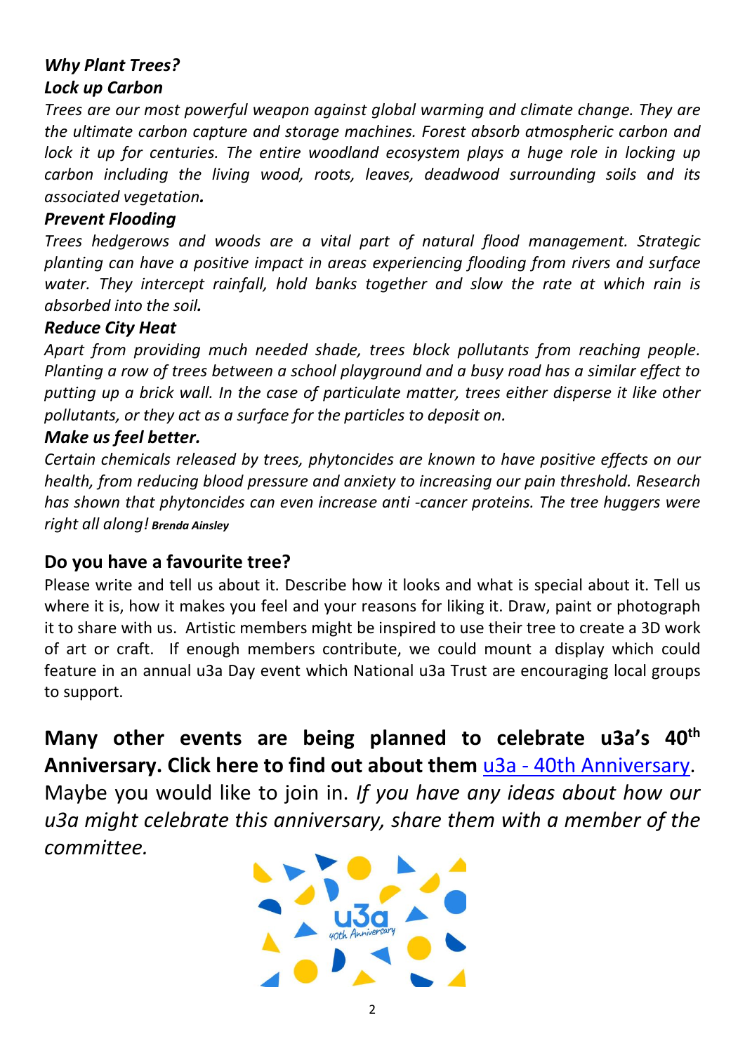***Why Plant Trees?***

***Lock up Carbon***

*Trees are our most powerful weapon against global warming and climate change. They are the ultimate carbon capture and storage machines. Forest absorb atmospheric carbon and lock it up for centuries. The entire woodland ecosystem plays a huge role in locking up carbon including the living wood, roots, leaves, deadwood surrounding soils and its associated vegetation.*

***Prevent Flooding***

*Trees hedgerows and woods are a vital part of natural flood management. Strategic planting can have a positive impact in areas experiencing flooding from rivers and surface water. They intercept rainfall, hold banks together and slow the rate at which rain is absorbed into the soil.*

***Reduce City Heat***

*Apart from providing much needed shade, trees block pollutants from reaching people. Planting a row of trees between a school playground and a busy road has a similar effect to putting up a brick wall. In the case of particulate matter, trees either disperse it like other pollutants, or they act as a surface for the particles to deposit on.*

***Make us feel better.***

*Certain chemicals released by trees, phytoncides are known to have positive effects on our health, from reducing blood pressure and anxiety to increasing our pain threshold. Research has shown that phytoncides can even increase anti -cancer proteins. The tree huggers were right all along!* ***Brenda Ainsley***

**Do you have a favourite tree?**

Please write and tell us about it. Describe how it looks and what is special about it. Tell us where it is, how it makes you feel and your reasons for liking it. Draw, paint or photograph it to share with us. Artistic members might be inspired to use their tree to create a 3D work of art or craft. If enough members contribute, we could mount a display which could feature in an annual u3a Day event which National u3a Trust are encouraging local groups to support.

**Many other events are being planned to celebrate u3a's 40th Anniversary. Click here to find out about them** u3a - 40th Anniversary. Maybe you would like to join in. *If you have any ideas about how our u3a might celebrate this anniversary, share them with a member of the committee.*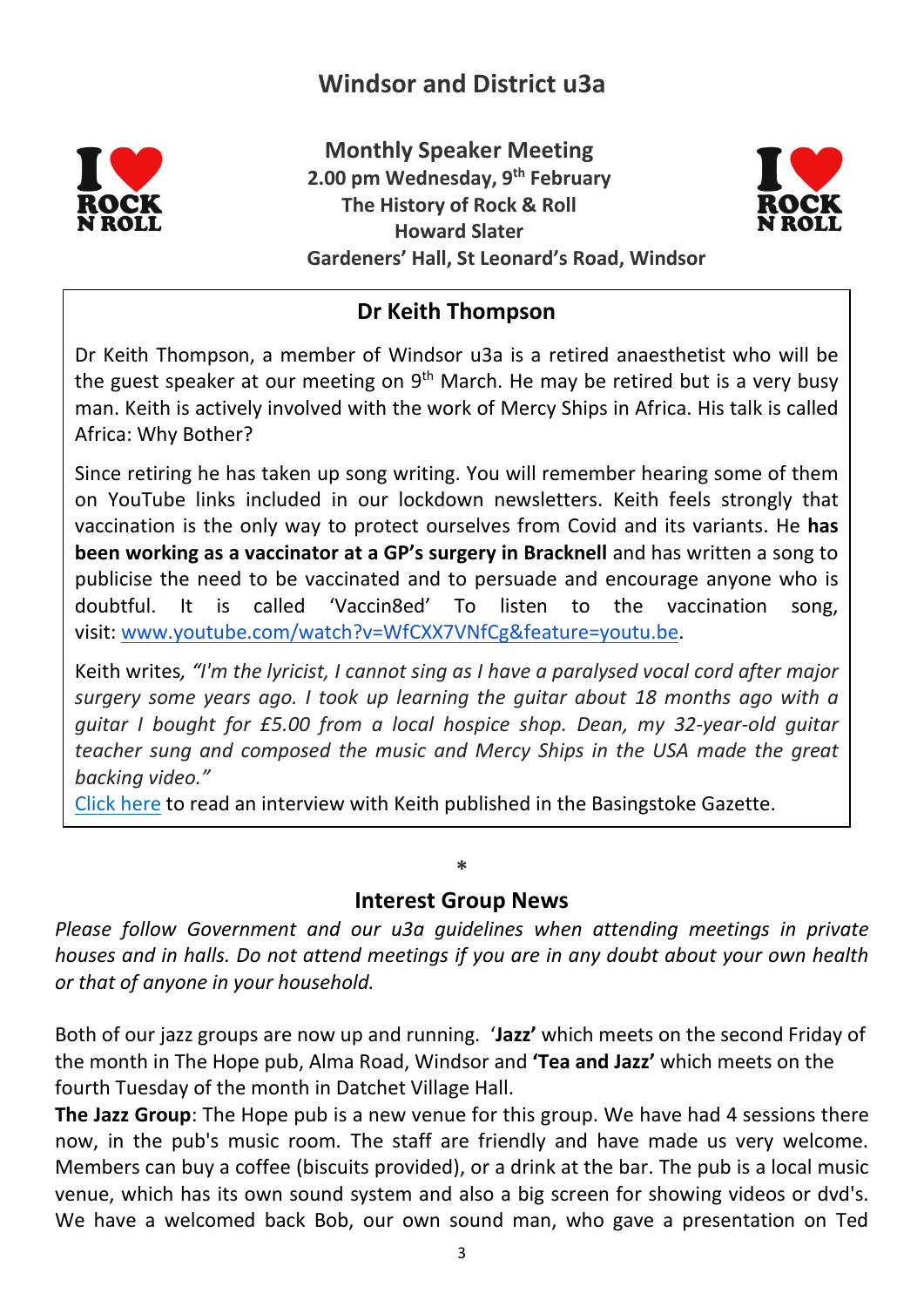# Windsor and District u3a

## Monthly Speaker Meeting

**2.00 pm Wednesday, 9th February**
**The History of Rock & Roll**
**Howard Slater**
**Gardeners' Hall, St Leonard's Road, Windsor**

### Dr Keith Thompson

Dr Keith Thompson, a member of Windsor u3a is a retired anaesthetist who will be the guest speaker at our meeting on 9th March. He may be retired but is a very busy man. Keith is actively involved with the work of Mercy Ships in Africa. His talk is called Africa: Why Bother?

Since retiring he has taken up song writing. You will remember hearing some of them on YouTube links included in our lockdown newsletters. Keith feels strongly that vaccination is the only way to protect ourselves from Covid and its variants. He **has been working as a vaccinator at a GP's surgery in Bracknell** and has written a song to publicise the need to be vaccinated and to persuade and encourage anyone who is doubtful. It is called 'Vaccin8ed' To listen to the vaccination song, visit: www.youtube.com/watch?v=WfCXX7VNfCg&feature=youtu.be.

Keith writes, *"I'm the lyricist, I cannot sing as I have a paralysed vocal cord after major surgery some years ago. I took up learning the guitar about 18 months ago with a guitar I bought for £5.00 from a local hospice shop. Dean, my 32-year-old guitar teacher sung and composed the music and Mercy Ships in the USA made the great backing video."*

Click here to read an interview with Keith published in the Basingstoke Gazette.

*

## Interest Group News

*Please follow Government and our u3a guidelines when attending meetings in private houses and in halls. Do not attend meetings if you are in any doubt about your own health or that of anyone in your household.*

Both of our jazz groups are now up and running. '**Jazz'** which meets on the second Friday of the month in The Hope pub, Alma Road, Windsor and **'Tea and Jazz'** which meets on the fourth Tuesday of the month in Datchet Village Hall.

**The Jazz Group**: The Hope pub is a new venue for this group. We have had 4 sessions there now, in the pub's music room. The staff are friendly and have made us very welcome. Members can buy a coffee (biscuits provided), or a drink at the bar. The pub is a local music venue, which has its own sound system and also a big screen for showing videos or dvd's. We have a welcomed back Bob, our own sound man, who gave a presentation on Ted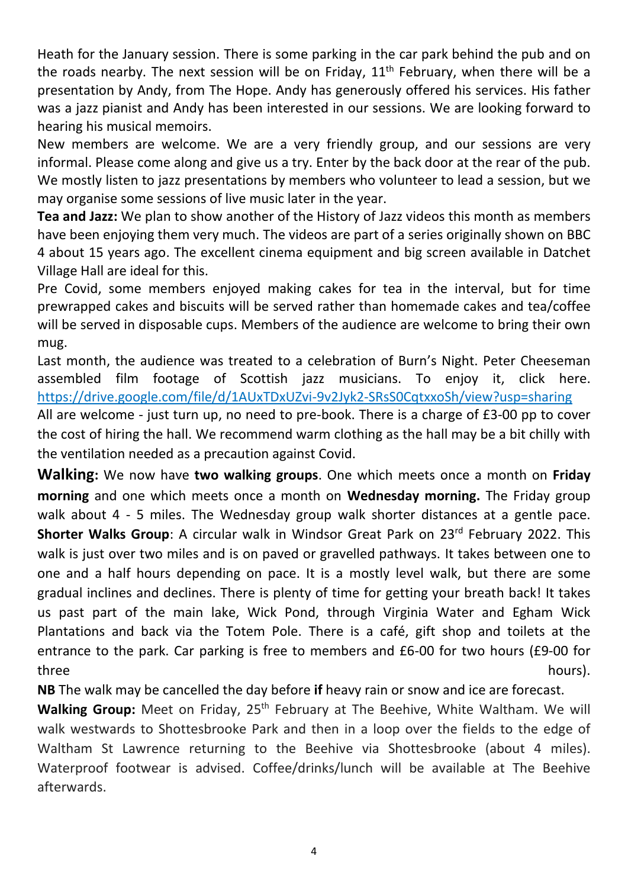Heath for the January session. There is some parking in the car park behind the pub and on the roads nearby. The next session will be on Friday, 11th February, when there will be a presentation by Andy, from The Hope. Andy has generously offered his services. His father was a jazz pianist and Andy has been interested in our sessions. We are looking forward to hearing his musical memoirs.

New members are welcome. We are a very friendly group, and our sessions are very informal. Please come along and give us a try. Enter by the back door at the rear of the pub. We mostly listen to jazz presentations by members who volunteer to lead a session, but we may organise some sessions of live music later in the year.

**Tea and Jazz:** We plan to show another of the History of Jazz videos this month as members have been enjoying them very much. The videos are part of a series originally shown on BBC 4 about 15 years ago. The excellent cinema equipment and big screen available in Datchet Village Hall are ideal for this.

Pre Covid, some members enjoyed making cakes for tea in the interval, but for time prewrapped cakes and biscuits will be served rather than homemade cakes and tea/coffee will be served in disposable cups. Members of the audience are welcome to bring their own mug.

Last month, the audience was treated to a celebration of Burn's Night. Peter Cheeseman assembled film footage of Scottish jazz musicians. To enjoy it, click here. https://drive.google.com/file/d/1AUxTDxUZvi-9v2Jyk2-SRsS0CqtxxoSh/view?usp=sharing

All are welcome - just turn up, no need to pre-book. There is a charge of £3-00 pp to cover the cost of hiring the hall. We recommend warm clothing as the hall may be a bit chilly with the ventilation needed as a precaution against Covid.

**Walking:** We now have **two walking groups**. One which meets once a month on **Friday morning** and one which meets once a month on **Wednesday morning.** The Friday group walk about 4 - 5 miles. The Wednesday group walk shorter distances at a gentle pace.

**Shorter Walks Group**: A circular walk in Windsor Great Park on 23rd February 2022. This walk is just over two miles and is on paved or gravelled pathways. It takes between one to one and a half hours depending on pace. It is a mostly level walk, but there are some gradual inclines and declines. There is plenty of time for getting your breath back! It takes us past part of the main lake, Wick Pond, through Virginia Water and Egham Wick Plantations and back via the Totem Pole. There is a café, gift shop and toilets at the entrance to the park. Car parking is free to members and £6-00 for two hours (£9-00 for three hours).

**NB** The walk may be cancelled the day before **if** heavy rain or snow and ice are forecast.

**Walking Group:** Meet on Friday, 25th February at The Beehive, White Waltham. We will walk westwards to Shottesbrooke Park and then in a loop over the fields to the edge of Waltham St Lawrence returning to the Beehive via Shottesbrooke (about 4 miles). Waterproof footwear is advised. Coffee/drinks/lunch will be available at The Beehive afterwards.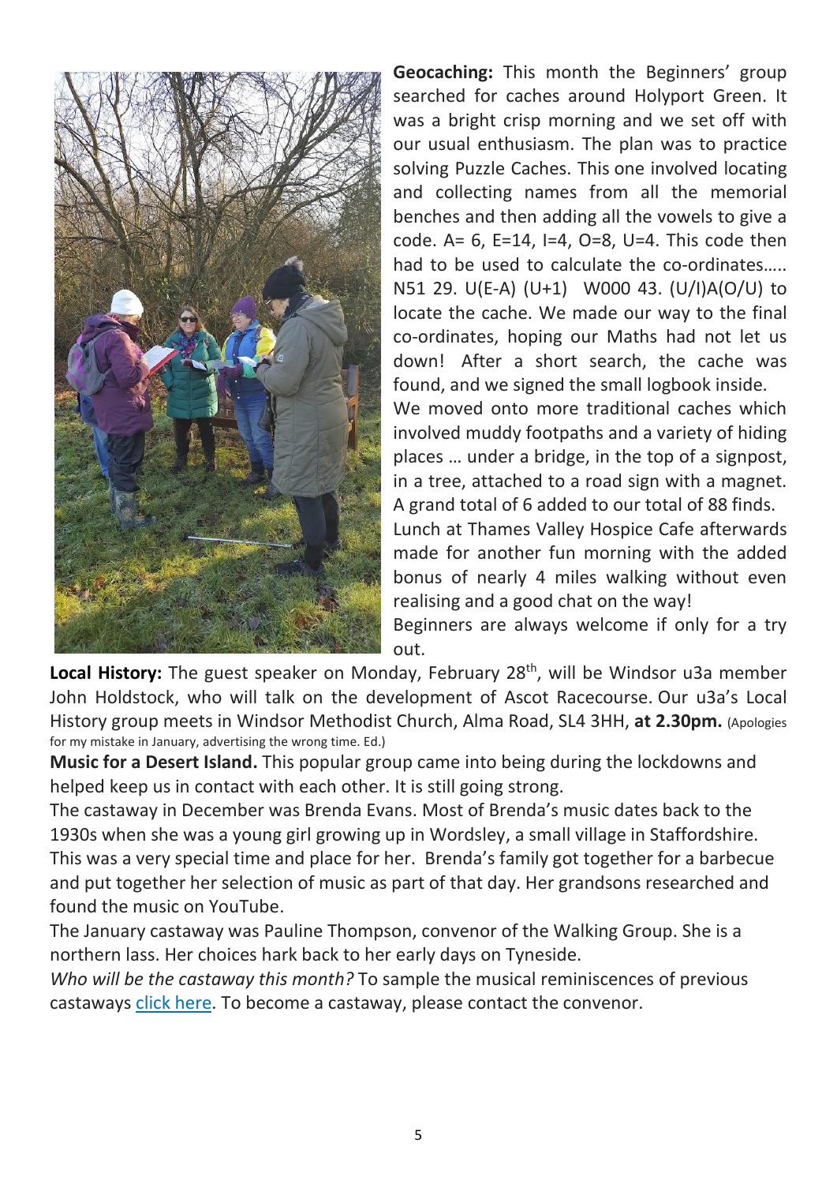**Geocaching:** This month the Beginners' group searched for caches around Holyport Green. It was a bright crisp morning and we set off with our usual enthusiasm. The plan was to practice solving Puzzle Caches. This one involved locating and collecting names from all the memorial benches and then adding all the vowels to give a code. A= 6, E=14, I=4, O=8, U=4. This code then had to be used to calculate the co-ordinates….. N51 29. U(E-A) (U+1) W000 43. (U/I)A(O/U) to locate the cache. We made our way to the final co-ordinates, hoping our Maths had not let us down! After a short search, the cache was found, and we signed the small logbook inside.

We moved onto more traditional caches which involved muddy footpaths and a variety of hiding places … under a bridge, in the top of a signpost, in a tree, attached to a road sign with a magnet. A grand total of 6 added to our total of 88 finds.

Lunch at Thames Valley Hospice Cafe afterwards made for another fun morning with the added bonus of nearly 4 miles walking without even realising and a good chat on the way!

Beginners are always welcome if only for a try out.

**Local History:** The guest speaker on Monday, February 28th, will be Windsor u3a member John Holdstock, who will talk on the development of Ascot Racecourse. Our u3a's Local History group meets in Windsor Methodist Church, Alma Road, SL4 3HH, **at 2.30pm.** (Apologies for my mistake in January, advertising the wrong time. Ed.)

**Music for a Desert Island.** This popular group came into being during the lockdowns and helped keep us in contact with each other. It is still going strong.

The castaway in December was Brenda Evans. Most of Brenda's music dates back to the 1930s when she was a young girl growing up in Wordsley, a small village in Staffordshire. This was a very special time and place for her. Brenda's family got together for a barbecue and put together her selection of music as part of that day. Her grandsons researched and found the music on YouTube.

The January castaway was Pauline Thompson, convenor of the Walking Group. She is a northern lass. Her choices hark back to her early days on Tyneside.

*Who will be the castaway this month?* To sample the musical reminiscences of previous castaways click here. To become a castaway, please contact the convenor.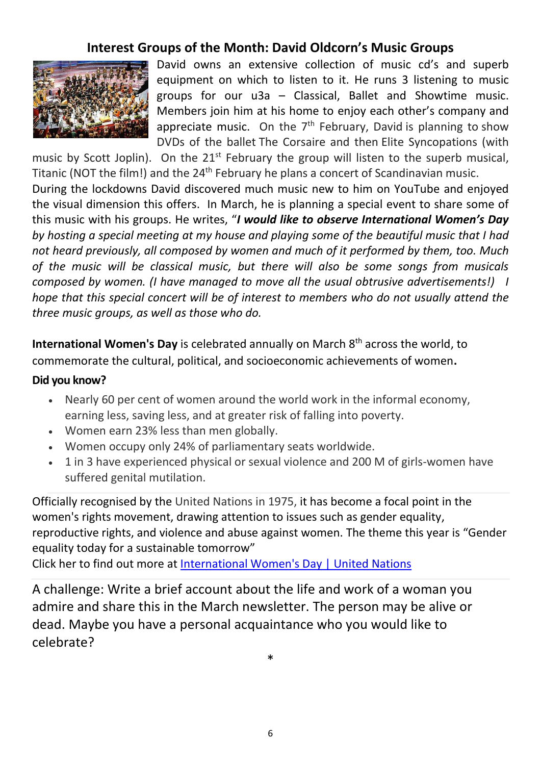## Interest Groups of the Month: David Oldcorn's Music Groups

David owns an extensive collection of music cd's and superb equipment on which to listen to it. He runs 3 listening to music groups for our u3a – Classical, Ballet and Showtime music. Members join him at his home to enjoy each other's company and appreciate music. On the 7th February, David is planning to show DVDs of the ballet The Corsaire and then Elite Syncopations (with music by Scott Joplin). On the 21st February the group will listen to the superb musical, Titanic (NOT the film!) and the 24th February he plans a concert of Scandinavian music.

During the lockdowns David discovered much music new to him on YouTube and enjoyed the visual dimension this offers. In March, he is planning a special event to share some of this music with his groups. He writes, "***I would like to observe International Women's Day*** *by hosting a special meeting at my house and playing some of the beautiful music that I had not heard previously, all composed by women and much of it performed by them, too. Much of the music will be classical music, but there will also be some songs from musicals composed by women. (I have managed to move all the usual obtrusive advertisements!) I hope that this special concert will be of interest to members who do not usually attend the three music groups, as well as those who do.*

**International Women's Day** is celebrated annually on March 8th across the world, to commemorate the cultural, political, and socioeconomic achievements of women**.**

**Did you know?**

- Nearly 60 per cent of women around the world work in the informal economy, earning less, saving less, and at greater risk of falling into poverty.
- Women earn 23% less than men globally.
- Women occupy only 24% of parliamentary seats worldwide.
- 1 in 3 have experienced physical or sexual violence and 200 M of girls-women have suffered genital mutilation.

Officially recognised by the United Nations in 1975, it has become a focal point in the women's rights movement, drawing attention to issues such as gender equality, reproductive rights, and violence and abuse against women. The theme this year is "Gender equality today for a sustainable tomorrow"

Click her to find out more at International Women's Day | United Nations

A challenge: Write a brief account about the life and work of a woman you admire and share this in the March newsletter. The person may be alive or dead. Maybe you have a personal acquaintance who you would like to celebrate?

*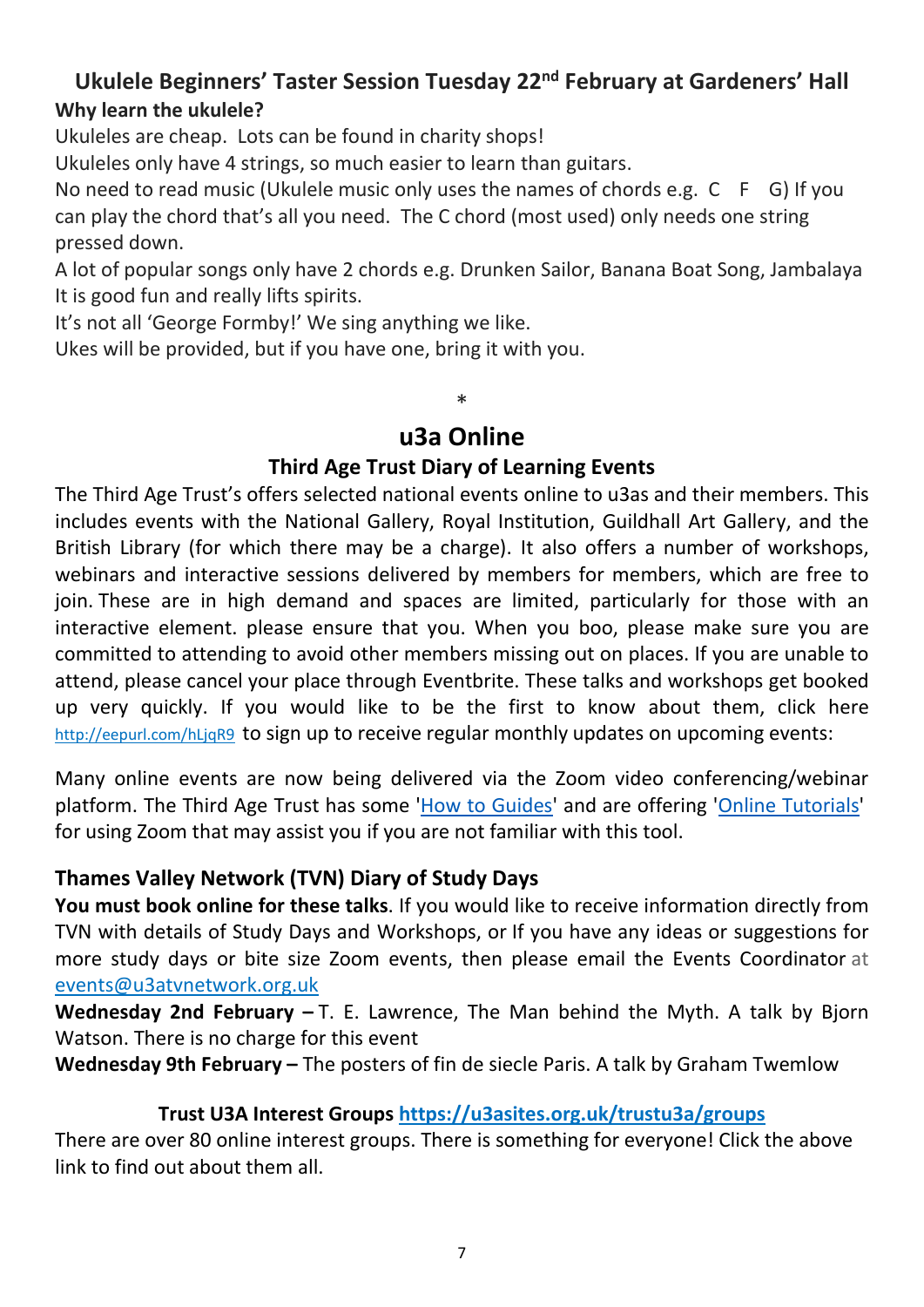## Ukulele Beginners' Taster Session Tuesday 22nd February at Gardeners' Hall

**Why learn the ukulele?**

Ukuleles are cheap. Lots can be found in charity shops!

Ukuleles only have 4 strings, so much easier to learn than guitars.

No need to read music (Ukulele music only uses the names of chords e.g. C F G) If you can play the chord that's all you need. The C chord (most used) only needs one string pressed down.

A lot of popular songs only have 2 chords e.g. Drunken Sailor, Banana Boat Song, Jambalaya

It is good fun and really lifts spirits.

It's not all 'George Formby!' We sing anything we like.

Ukes will be provided, but if you have one, bring it with you.

*

## u3a Online

### Third Age Trust Diary of Learning Events

The Third Age Trust's offers selected national events online to u3as and their members. This includes events with the National Gallery, Royal Institution, Guildhall Art Gallery, and the British Library (for which there may be a charge). It also offers a number of workshops, webinars and interactive sessions delivered by members for members, which are free to join. These are in high demand and spaces are limited, particularly for those with an interactive element. please ensure that you. When you boo, please make sure you are committed to attending to avoid other members missing out on places. If you are unable to attend, please cancel your place through Eventbrite. These talks and workshops get booked up very quickly. If you would like to be the first to know about them, click here http://eepurl.com/hLjqR9 to sign up to receive regular monthly updates on upcoming events:

Many online events are now being delivered via the Zoom video conferencing/webinar platform. The Third Age Trust has some 'How to Guides' and are offering 'Online Tutorials' for using Zoom that may assist you if you are not familiar with this tool.

### Thames Valley Network (TVN) Diary of Study Days

**You must book online for these talks**. If you would like to receive information directly from TVN with details of Study Days and Workshops, or If you have any ideas or suggestions for more study days or bite size Zoom events, then please email the Events Coordinator at events@u3atvnetwork.org.uk

**Wednesday 2nd February –** T. E. Lawrence, The Man behind the Myth. A talk by Bjorn Watson. There is no charge for this event

**Wednesday 9th February –** The posters of fin de siecle Paris. A talk by Graham Twemlow

**Trust U3A Interest Groups https://u3asites.org.uk/trustu3a/groups**

There are over 80 online interest groups. There is something for everyone! Click the above link to find out about them all.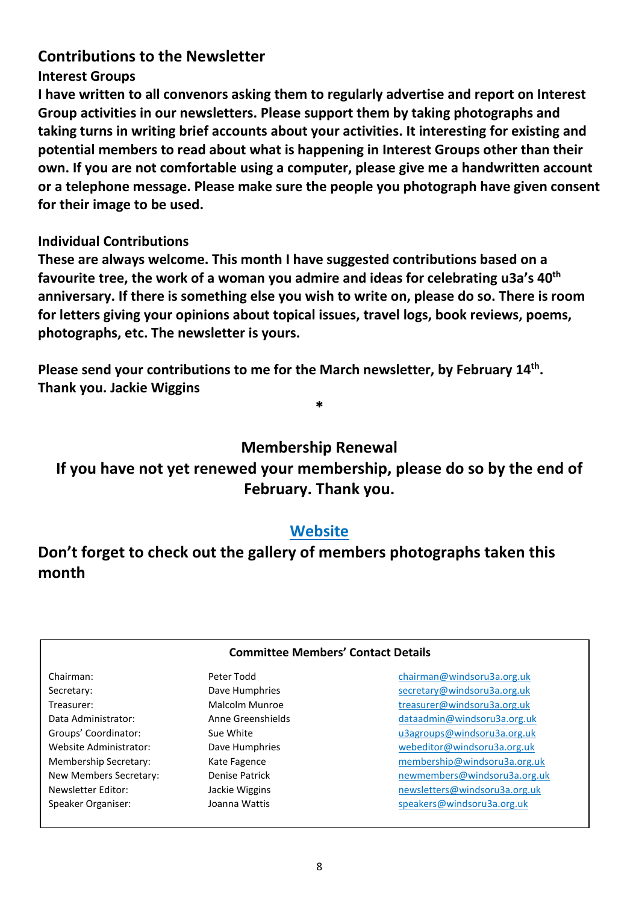## Contributions to the Newsletter

### Interest Groups

**I have written to all convenors asking them to regularly advertise and report on Interest Group activities in our newsletters. Please support them by taking photographs and taking turns in writing brief accounts about your activities. It interesting for existing and potential members to read about what is happening in Interest Groups other than their own. If you are not comfortable using a computer, please give me a handwritten account or a telephone message. Please make sure the people you photograph have given consent for their image to be used.**

### Individual Contributions

**These are always welcome. This month I have suggested contributions based on a favourite tree, the work of a woman you admire and ideas for celebrating u3a's 40th anniversary. If there is something else you wish to write on, please do so. There is room for letters giving your opinions about topical issues, travel logs, book reviews, poems, photographs, etc. The newsletter is yours.**

**Please send your contributions to me for the March newsletter, by February 14th. Thank you. Jackie Wiggins**

*

## Membership Renewal

**If you have not yet renewed your membership, please do so by the end of February. Thank you.**

## Website

**Don't forget to check out the gallery of members photographs taken this month**

**Committee Members' Contact Details**

| | | |
|---|---|---|
| Chairman: | Peter Todd | chairman@windsoru3a.org.uk |
| Secretary: | Dave Humphries | secretary@windsoru3a.org.uk |
| Treasurer: | Malcolm Munroe | treasurer@windsoru3a.org.uk |
| Data Administrator: | Anne Greenshields | dataadmin@windsoru3a.org.uk |
| Groups' Coordinator: | Sue White | u3agroups@windsoru3a.org.uk |
| Website Administrator: | Dave Humphries | webeditor@windsoru3a.org.uk |
| Membership Secretary: | Kate Fagence | membership@windsoru3a.org.uk |
| New Members Secretary: | Denise Patrick | newmembers@windsoru3a.org.uk |
| Newsletter Editor: | Jackie Wiggins | newsletters@windsoru3a.org.uk |
| Speaker Organiser: | Joanna Wattis | speakers@windsoru3a.org.uk |